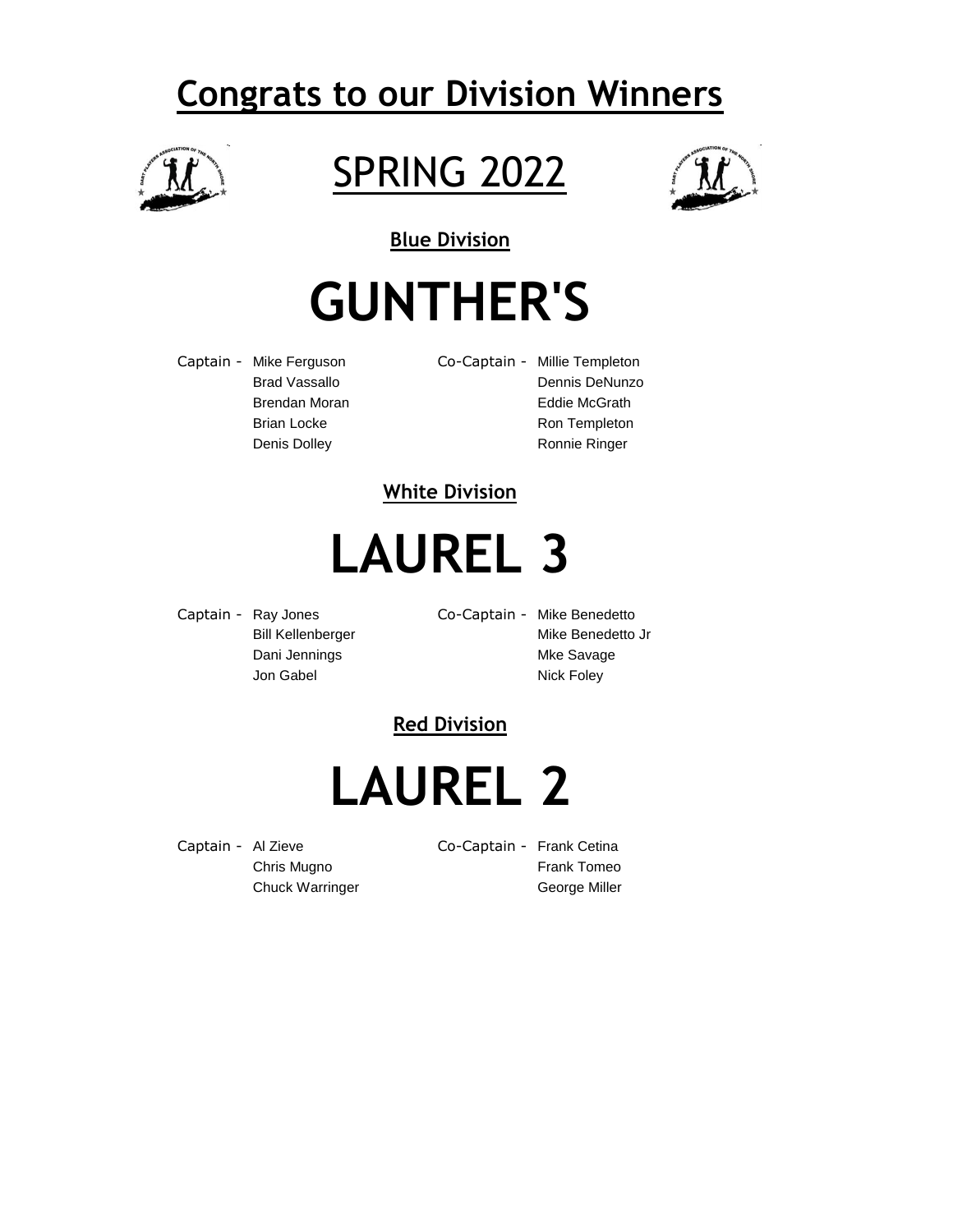# Congrats to our Division Winners

## SPRING 2022

### Blue Division

## GUNTHER'S

| Captain - | Mike Ferguson | Co-Captain - | Millie Templeton |
|---|---|---|---|
| | Brad Vassallo | | Dennis DeNunzo |
| | Brendan Moran | | Eddie McGrath |
| | Brian Locke | | Ron Templeton |
| | Denis Dolley | | Ronnie Ringer |

### White Division

## LAUREL 3

| Captain - | Ray Jones | Co-Captain - | Mike Benedetto |
|---|---|---|---|
| | Bill Kellenberger | | Mike Benedetto Jr |
| | Dani Jennings | | Mke Savage |
| | Jon Gabel | | Nick Foley |

### Red Division

## LAUREL 2

| Captain - | Al Zieve | Co-Captain - | Frank Cetina |
|---|---|---|---|
| | Chris Mugno | | Frank Tomeo |
| | Chuck Warringer | | George Miller |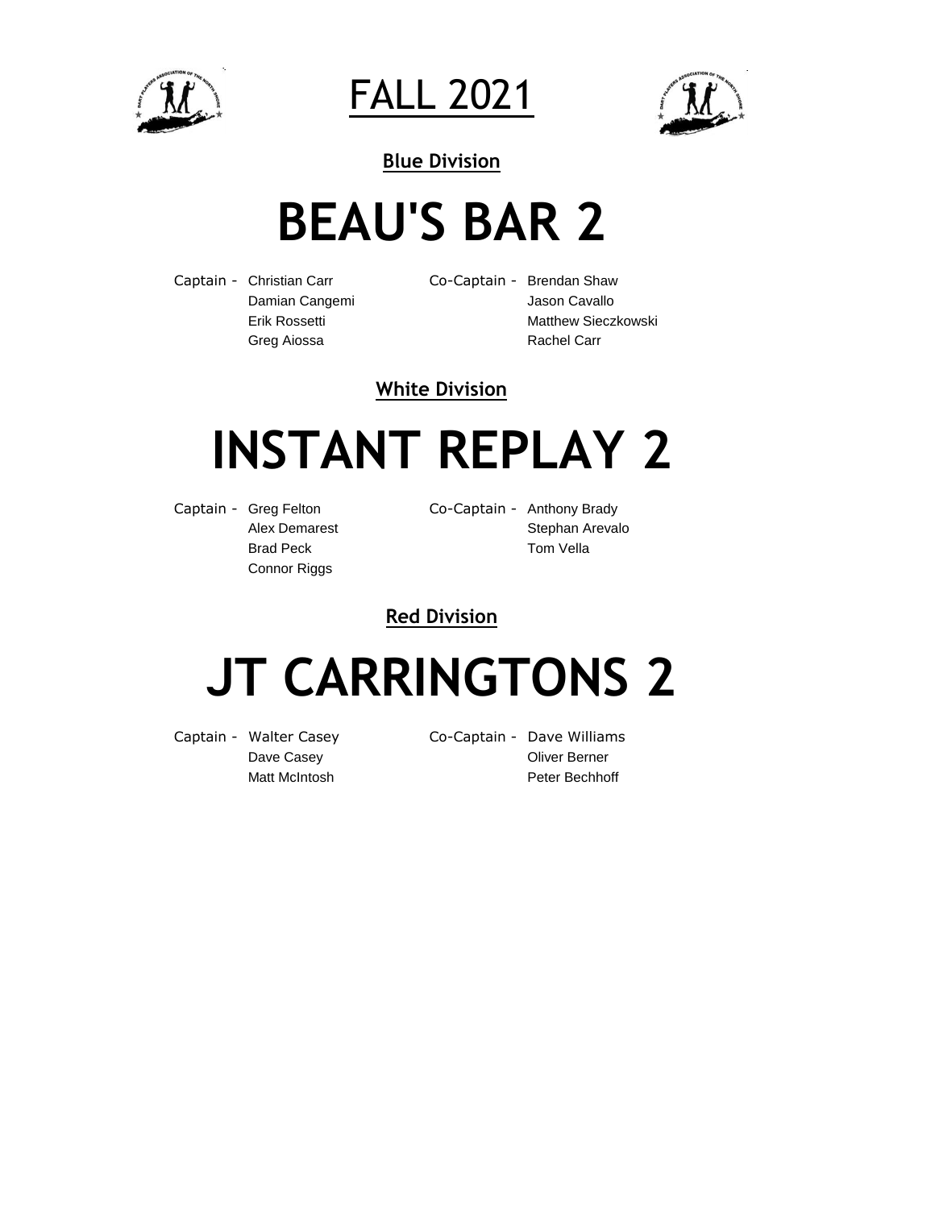# FALL 2021

### Blue Division

## BEAU'S BAR 2

Captain - Christian Carr
Damian Cangemi
Erik Rossetti
Greg Aiossa

Co-Captain - Brendan Shaw
Jason Cavallo
Matthew Sieczkowski
Rachel Carr

### White Division

## INSTANT REPLAY 2

Captain - Greg Felton
Alex Demarest
Brad Peck
Connor Riggs

Co-Captain - Anthony Brady
Stephan Arevalo
Tom Vella

### Red Division

## JT CARRINGTONS 2

Captain - Walter Casey
Dave Casey
Matt McIntosh

Co-Captain - Dave Williams
Oliver Berner
Peter Bechhoff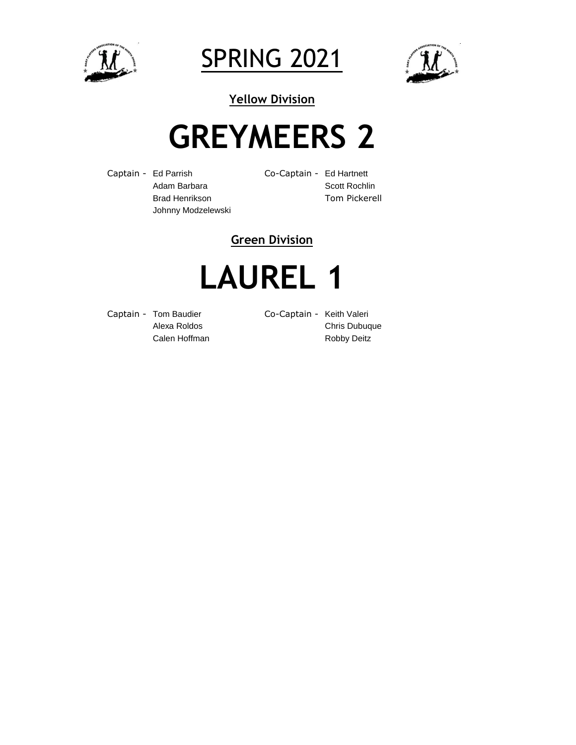# SPRING 2021

## Yellow Division

# GREYMEERS 2

Captain - Ed Parrish
Adam Barbara
Brad Henrikson
Johnny Modzelewski

Co-Captain - Ed Hartnett
Scott Rochlin
Tom Pickerell

## Green Division

# LAUREL 1

Captain - Tom Baudier
Alexa Roldos
Calen Hoffman

Co-Captain - Keith Valeri
Chris Dubuque
Robby Deitz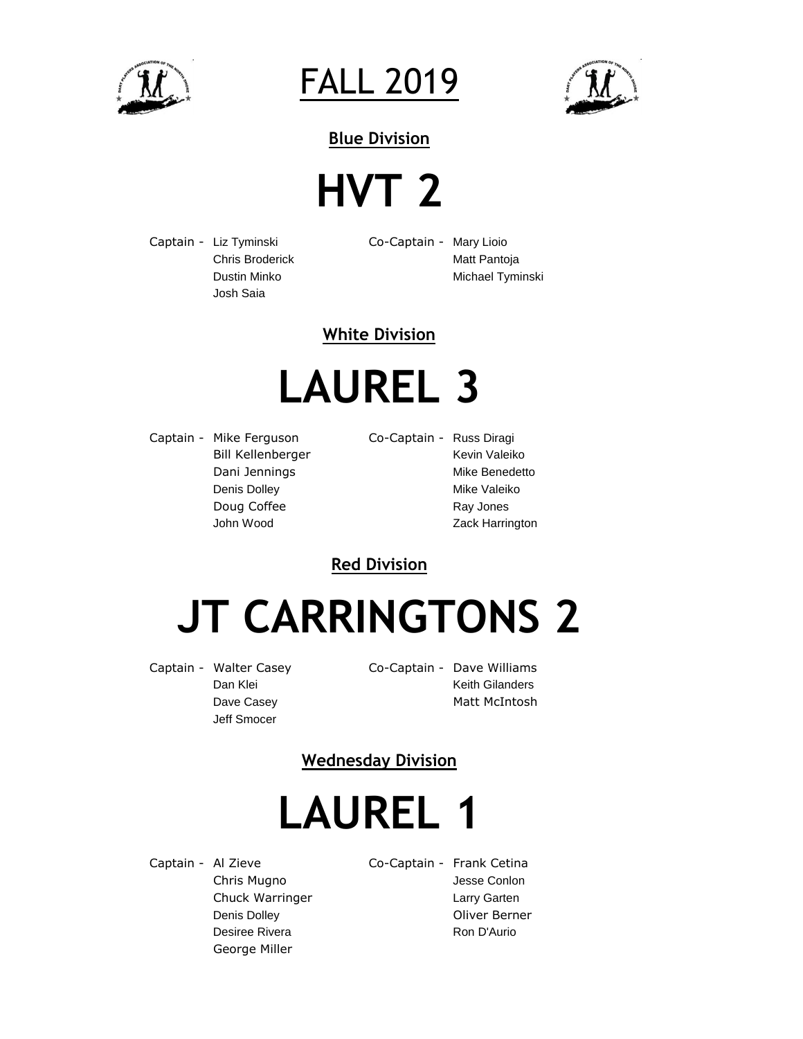# FALL 2019

## Blue Division

# HVT 2

Captain - Liz Tyminski
Chris Broderick
Dustin Minko
Josh Saia

Co-Captain - Mary Lioio
Matt Pantoja
Michael Tyminski

## White Division

# LAUREL 3

Captain - Mike Ferguson
Bill Kellenberger
Dani Jennings
Denis Dolley
Doug Coffee
John Wood

Co-Captain - Russ Diragi
Kevin Valeiko
Mike Benedetto
Mike Valeiko
Ray Jones
Zack Harrington

## Red Division

# JT CARRINGTONS 2

Captain - Walter Casey
Dan Klei
Dave Casey
Jeff Smocer

Co-Captain - Dave Williams
Keith Gilanders
Matt McIntosh

## Wednesday Division

# LAUREL 1

Captain - Al Zieve
Chris Mugno
Chuck Warringer
Denis Dolley
Desiree Rivera
George Miller

Co-Captain - Frank Cetina
Jesse Conlon
Larry Garten
Oliver Berner
Ron D'Aurio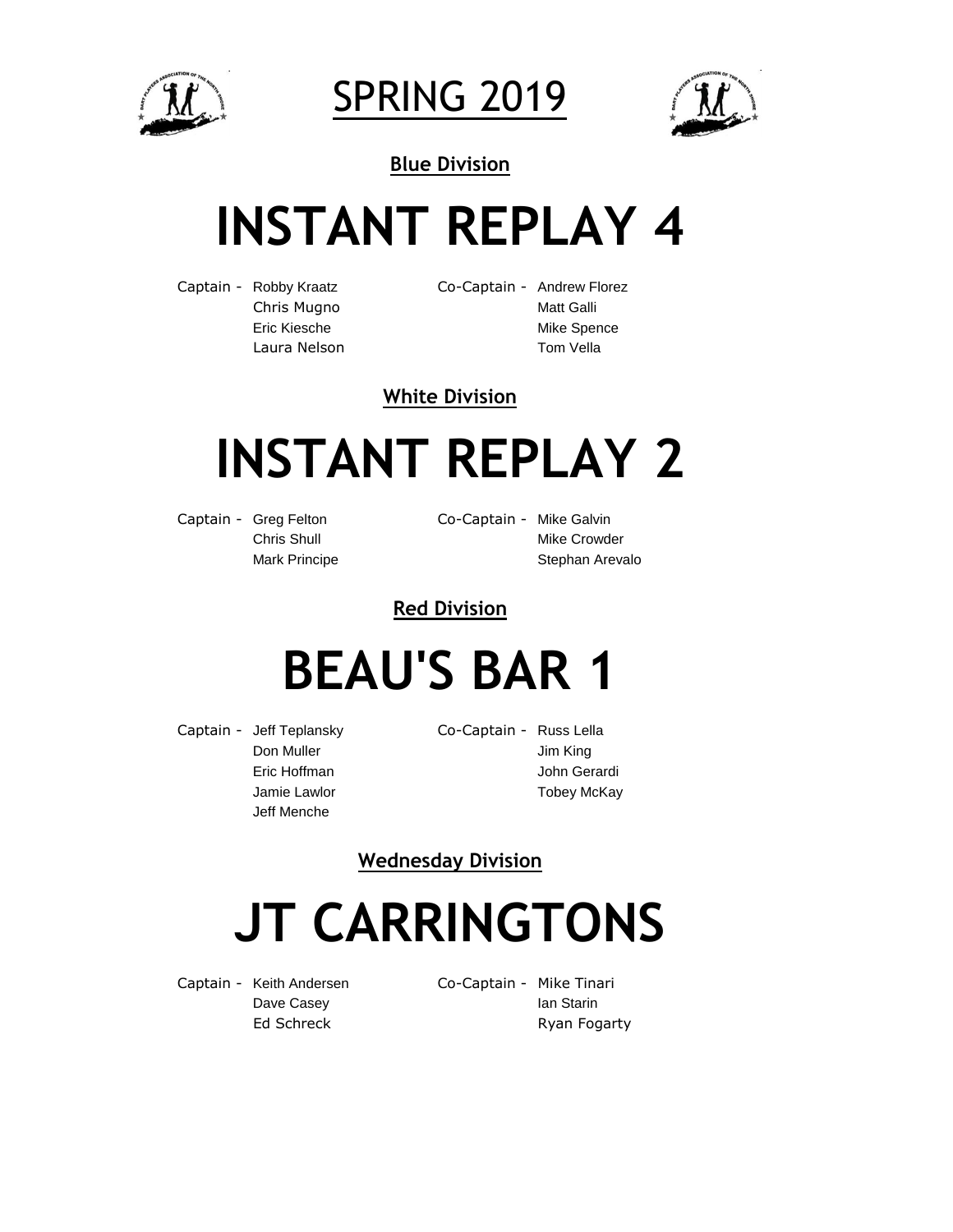# SPRING 2019

**Blue Division**

## INSTANT REPLAY 4

| | | | |
|---|---|---|---|
| Captain - | Robby Kraatz | Co-Captain - | Andrew Florez |
| | Chris Mugno | | Matt Galli |
| | Eric Kiesche | | Mike Spence |
| | Laura Nelson | | Tom Vella |

**White Division**

## INSTANT REPLAY 2

| | | | |
|---|---|---|---|
| Captain - | Greg Felton | Co-Captain - | Mike Galvin |
| | Chris Shull | | Mike Crowder |
| | Mark Principe | | Stephan Arevalo |

**Red Division**

## BEAU'S BAR 1

| | | | |
|---|---|---|---|
| Captain - | Jeff Teplansky | Co-Captain - | Russ Lella |
| | Don Muller | | Jim King |
| | Eric Hoffman | | John Gerardi |
| | Jamie Lawlor | | Tobey McKay |
| | Jeff Menche | | |

**Wednesday Division**

## JT CARRINGTONS

| | | | |
|---|---|---|---|
| Captain - | Keith Andersen | Co-Captain - | Mike Tinari |
| | Dave Casey | | Ian Starin |
| | Ed Schreck | | Ryan Fogarty |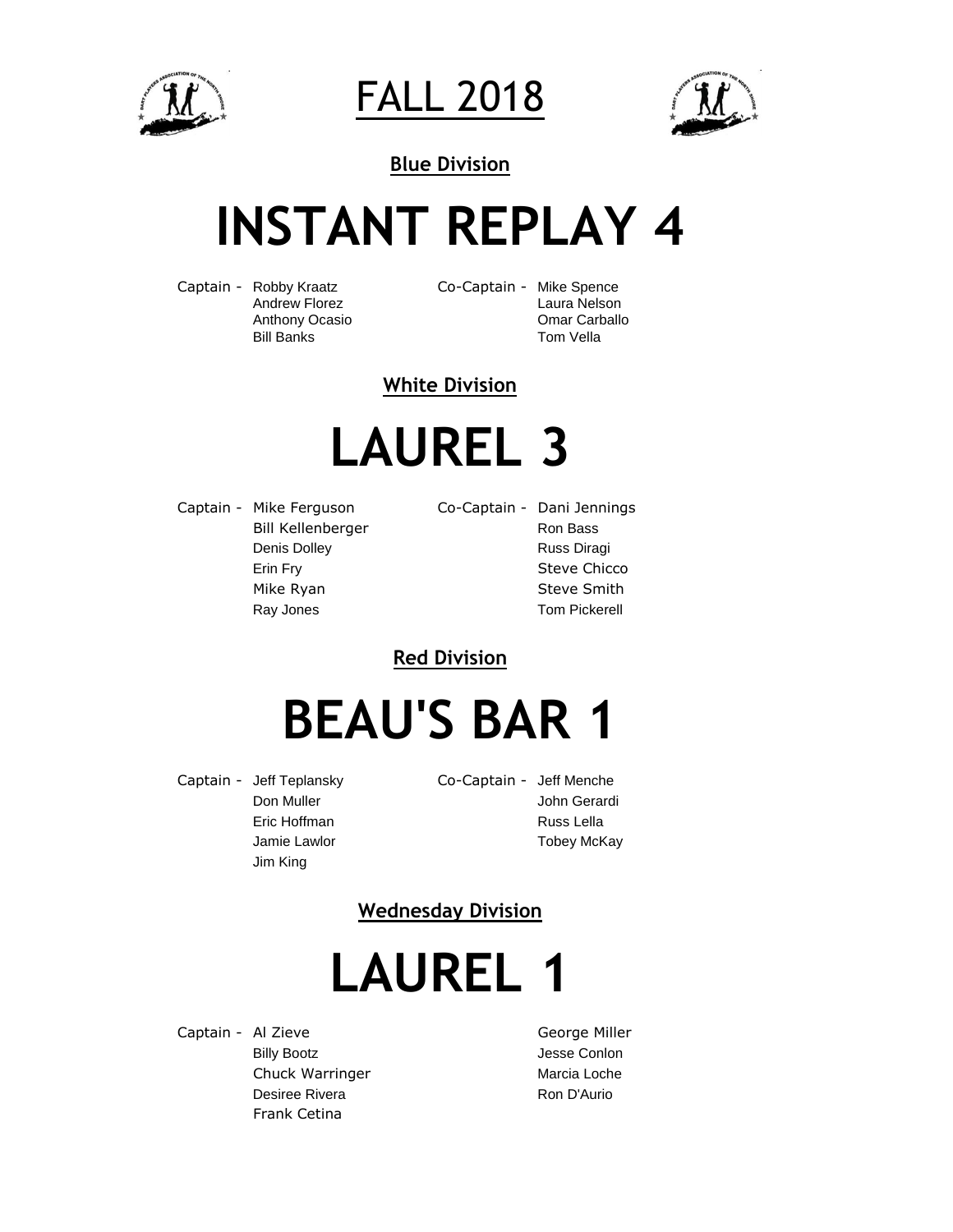# FALL 2018

**Blue Division**

## INSTANT REPLAY 4

Captain - Robby Kraatz
Andrew Florez
Anthony Ocasio
Bill Banks

Co-Captain - Mike Spence
Laura Nelson
Omar Carballo
Tom Vella

**White Division**

## LAUREL 3

Captain - Mike Ferguson
Bill Kellenberger
Denis Dolley
Erin Fry
Mike Ryan
Ray Jones

Co-Captain - Dani Jennings
Ron Bass
Russ Diragi
Steve Chicco
Steve Smith
Tom Pickerell

**Red Division**

## BEAU'S BAR 1

Captain - Jeff Teplansky
Don Muller
Eric Hoffman
Jamie Lawlor
Jim King

Co-Captain - Jeff Menche
John Gerardi
Russ Lella
Tobey McKay

**Wednesday Division**

## LAUREL 1

Captain - Al Zieve
Billy Bootz
Chuck Warringer
Desiree Rivera
Frank Cetina

George Miller
Jesse Conlon
Marcia Loche
Ron D'Aurio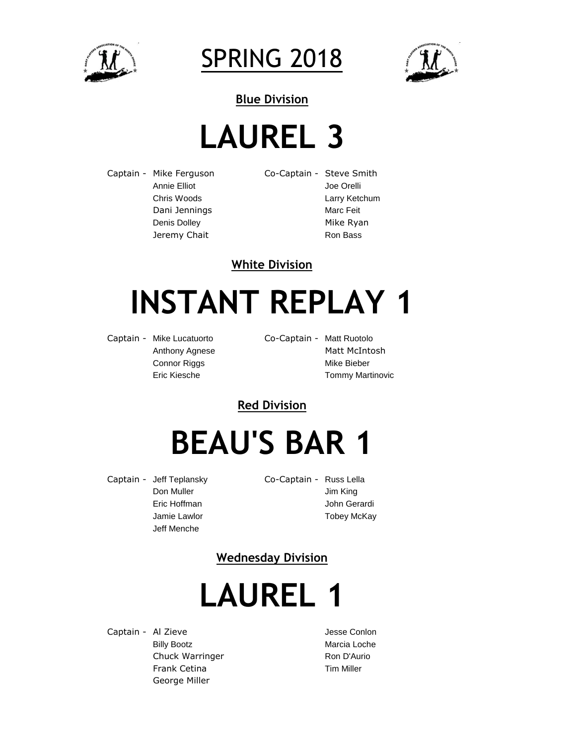# SPRING 2018

### Blue Division

## LAUREL 3

Captain - Mike Ferguson
Co-Captain - Steve Smith

- Annie Elliot
- Chris Woods
- Dani Jennings
- Denis Dolley
- Jeremy Chait
- Joe Orelli
- Larry Ketchum
- Marc Feit
- Mike Ryan
- Ron Bass

### White Division

## INSTANT REPLAY 1

Captain - Mike Lucatuorto
Co-Captain - Matt Ruotolo

- Anthony Agnese
- Connor Riggs
- Eric Kiesche
- Matt McIntosh
- Mike Bieber
- Tommy Martinovic

### Red Division

## BEAU'S BAR 1

Captain - Jeff Teplansky
Co-Captain - Russ Lella

- Don Muller
- Eric Hoffman
- Jamie Lawlor
- Jeff Menche
- Jim King
- John Gerardi
- Tobey McKay

### Wednesday Division

## LAUREL 1

Captain - Al Zieve

- Billy Bootz
- Chuck Warringer
- Frank Cetina
- George Miller
- Jesse Conlon
- Marcia Loche
- Ron D'Aurio
- Tim Miller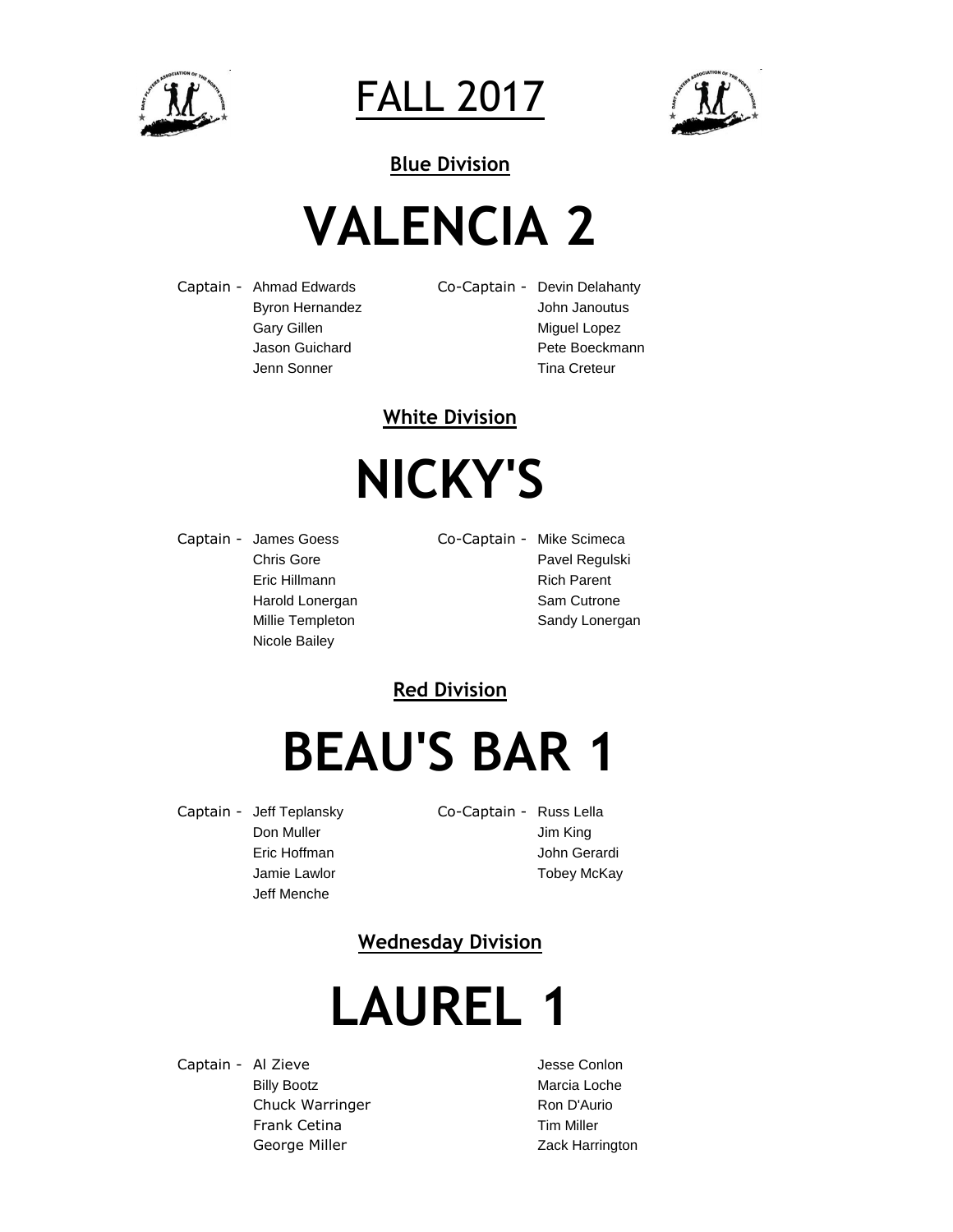# FALL 2017

## Blue Division

# VALENCIA 2

| | | | |
|---|---|---|---|
| Captain - | Ahmad Edwards | Co-Captain - | Devin Delahanty |
| | Byron Hernandez | | John Janoutus |
| | Gary Gillen | | Miguel Lopez |
| | Jason Guichard | | Pete Boeckmann |
| | Jenn Sonner | | Tina Creteur |

## White Division

# NICKY'S

| | | | |
|---|---|---|---|
| Captain - | James Goess | Co-Captain - | Mike Scimeca |
| | Chris Gore | | Pavel Regulski |
| | Eric Hillmann | | Rich Parent |
| | Harold Lonergan | | Sam Cutrone |
| | Millie Templeton | | Sandy Lonergan |
| | Nicole Bailey | | |

## Red Division

# BEAU'S BAR 1

| | | | |
|---|---|---|---|
| Captain - | Jeff Teplansky | Co-Captain - | Russ Lella |
| | Don Muller | | Jim King |
| | Eric Hoffman | | John Gerardi |
| | Jamie Lawlor | | Tobey McKay |
| | Jeff Menche | | |

## Wednesday Division

# LAUREL 1

| | | | |
|---|---|---|---|
| Captain - | Al Zieve | | Jesse Conlon |
| | Billy Bootz | | Marcia Loche |
| | Chuck Warringer | | Ron D'Aurio |
| | Frank Cetina | | Tim Miller |
| | George Miller | | Zack Harrington |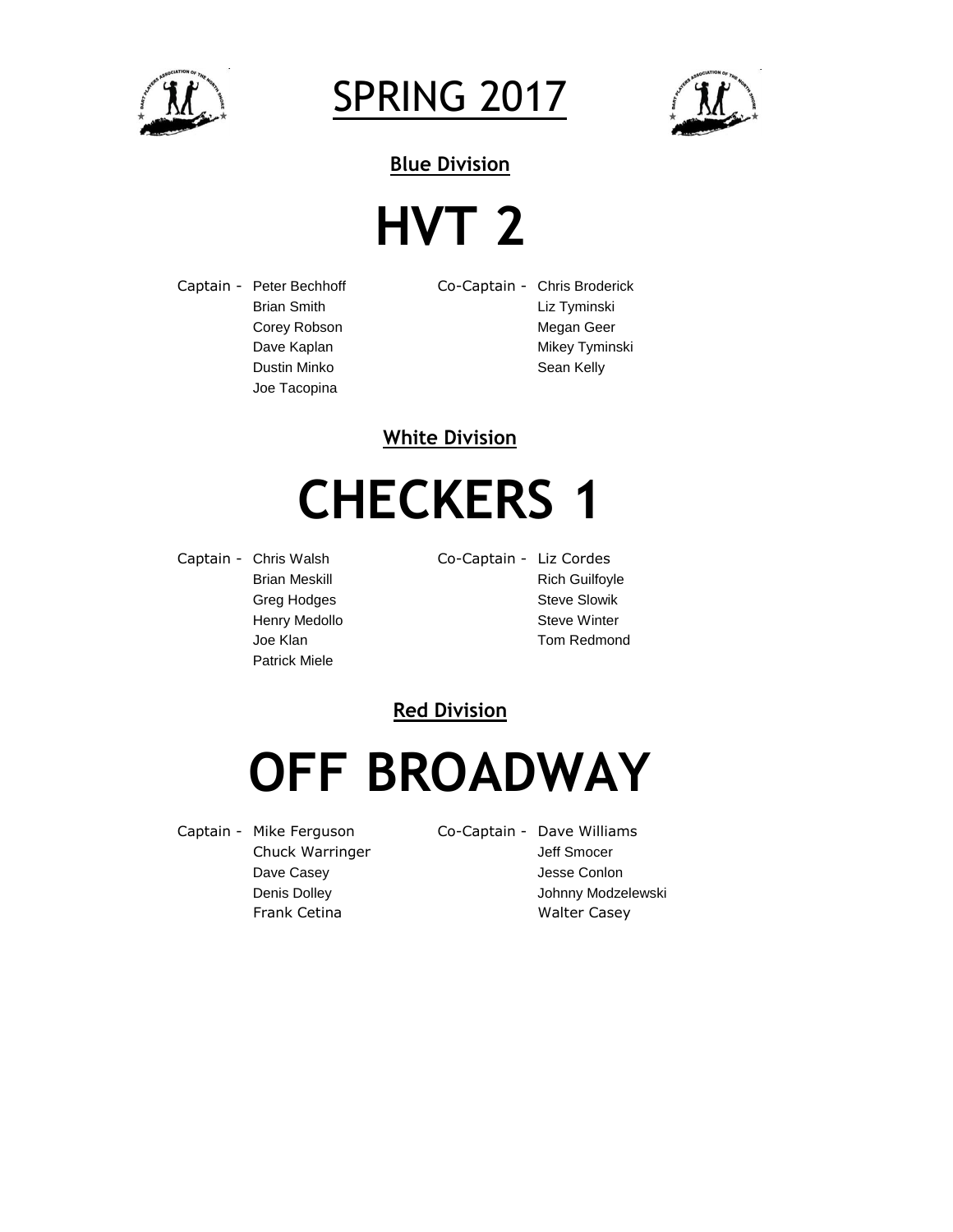# SPRING 2017

### Blue Division

## HVT 2

| | | | |
|---|---|---|---|
| Captain - | Peter Bechhoff | Co-Captain - | Chris Broderick |
| | Brian Smith | | Liz Tyminski |
| | Corey Robson | | Megan Geer |
| | Dave Kaplan | | Mikey Tyminski |
| | Dustin Minko | | Sean Kelly |
| | Joe Tacopina | | |

### White Division

## CHECKERS 1

| | | | |
|---|---|---|---|
| Captain - | Chris Walsh | Co-Captain - | Liz Cordes |
| | Brian Meskill | | Rich Guilfoyle |
| | Greg Hodges | | Steve Slowik |
| | Henry Medollo | | Steve Winter |
| | Joe Klan | | Tom Redmond |
| | Patrick Miele | | |

### Red Division

## OFF BROADWAY

| | | | |
|---|---|---|---|
| Captain - | Mike Ferguson | Co-Captain - | Dave Williams |
| | Chuck Warringer | | Jeff Smocer |
| | Dave Casey | | Jesse Conlon |
| | Denis Dolley | | Johnny Modzelewski |
| | Frank Cetina | | Walter Casey |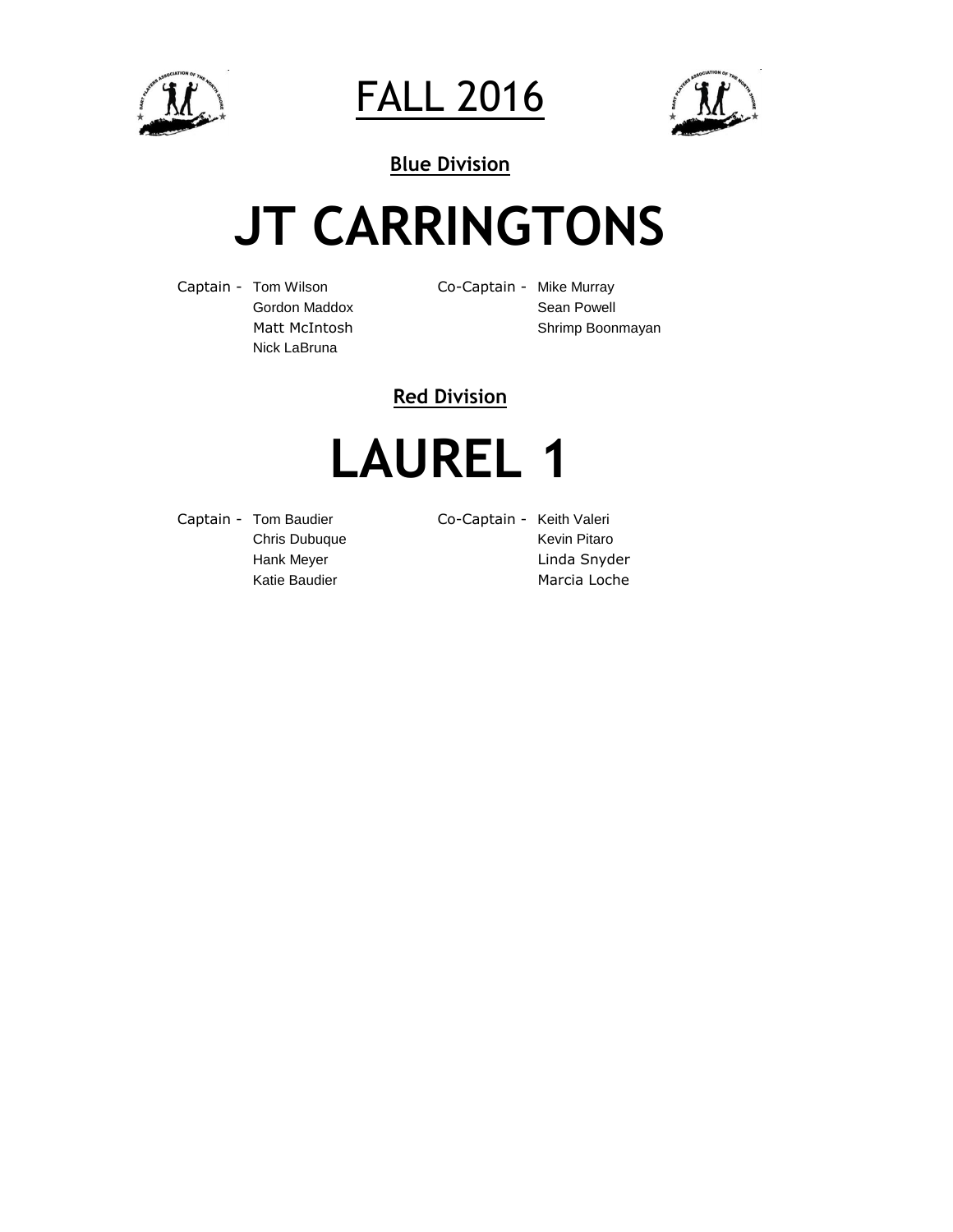# FALL 2016

## Blue Division

# JT CARRINGTONS

| | | | |
|---|---|---|---|
| Captain - | Tom Wilson | Co-Captain - | Mike Murray |
| | Gordon Maddox | | Sean Powell |
| | Matt McIntosh | | Shrimp Boonmayan |
| | Nick LaBruna | | |

## Red Division

# LAUREL 1

| | | | |
|---|---|---|---|
| Captain - | Tom Baudier | Co-Captain - | Keith Valeri |
| | Chris Dubuque | | Kevin Pitaro |
| | Hank Meyer | | Linda Snyder |
| | Katie Baudier | | Marcia Loche |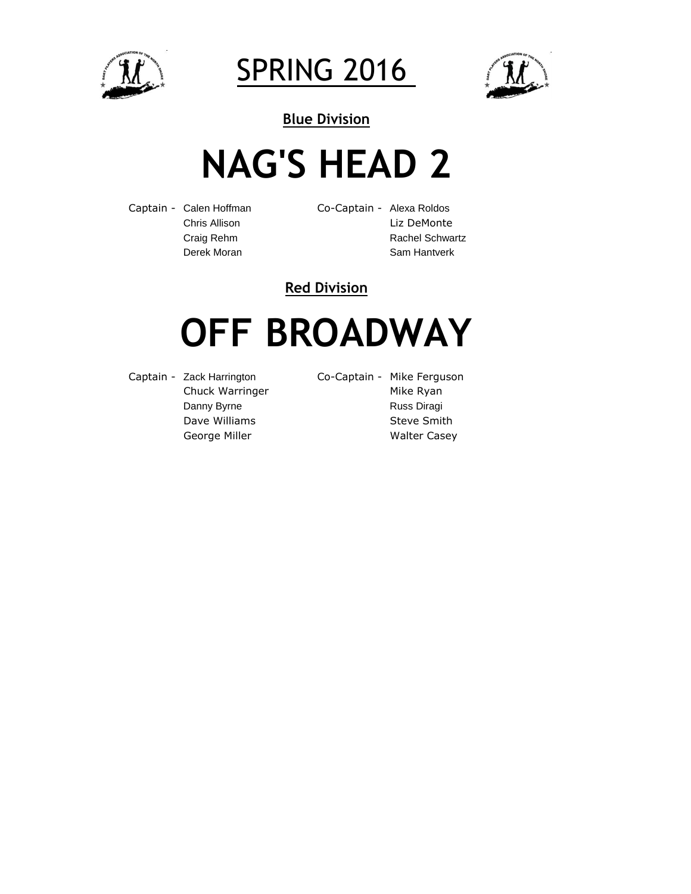# SPRING 2016

**Blue Division**

# NAG'S HEAD 2

| | |
|---|---|
| Captain - Calen Hoffman | Co-Captain - Alexa Roldos |
| Chris Allison | Liz DeMonte |
| Craig Rehm | Rachel Schwartz |
| Derek Moran | Sam Hantverk |

**Red Division**

# OFF BROADWAY

| | |
|---|---|
| Captain - Zack Harrington | Co-Captain - Mike Ferguson |
| Chuck Warringer | Mike Ryan |
| Danny Byrne | Russ Diragi |
| Dave Williams | Steve Smith |
| George Miller | Walter Casey |